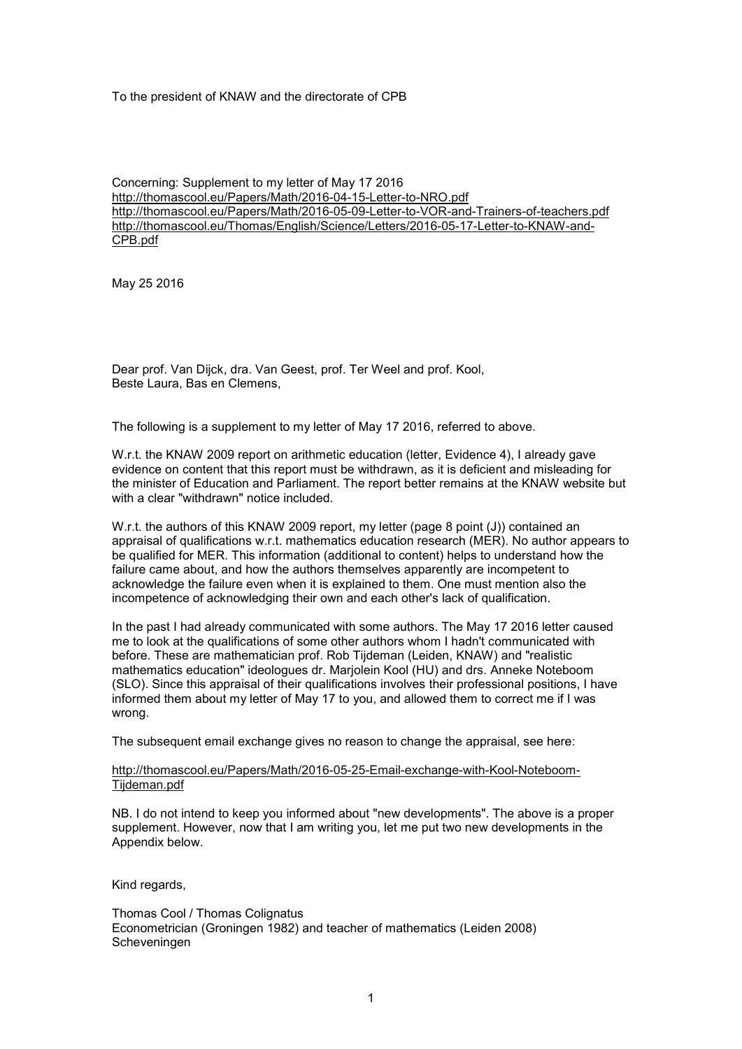To the president of KNAW and the directorate of CPB

Concerning: Supplement to my letter of May 17 2016
http://thomascool.eu/Papers/Math/2016-04-15-Letter-to-NRO.pdf
http://thomascool.eu/Papers/Math/2016-05-09-Letter-to-VOR-and-Trainers-of-teachers.pdf
http://thomascool.eu/Thomas/English/Science/Letters/2016-05-17-Letter-to-KNAW-and-CPB.pdf

May 25 2016

Dear prof. Van Dijck, dra. Van Geest, prof. Ter Weel and prof. Kool,
Beste Laura, Bas en Clemens,

The following is a supplement to my letter of May 17 2016, referred to above.

W.r.t. the KNAW 2009 report on arithmetic education (letter, Evidence 4), I already gave evidence on content that this report must be withdrawn, as it is deficient and misleading for the minister of Education and Parliament. The report better remains at the KNAW website but with a clear "withdrawn" notice included.

W.r.t. the authors of this KNAW 2009 report, my letter (page 8 point (J)) contained an appraisal of qualifications w.r.t. mathematics education research (MER). No author appears to be qualified for MER. This information (additional to content) helps to understand how the failure came about, and how the authors themselves apparently are incompetent to acknowledge the failure even when it is explained to them. One must mention also the incompetence of acknowledging their own and each other's lack of qualification.

In the past I had already communicated with some authors. The May 17 2016 letter caused me to look at the qualifications of some other authors whom I hadn't communicated with before. These are mathematician prof. Rob Tijdeman (Leiden, KNAW) and "realistic mathematics education" ideologues dr. Marjolein Kool (HU) and drs. Anneke Noteboom (SLO). Since this appraisal of their qualifications involves their professional positions, I have informed them about my letter of May 17 to you, and allowed them to correct me if I was wrong.

The subsequent email exchange gives no reason to change the appraisal, see here:

http://thomascool.eu/Papers/Math/2016-05-25-Email-exchange-with-Kool-Noteboom-Tijdeman.pdf

NB. I do not intend to keep you informed about "new developments". The above is a proper supplement. However, now that I am writing you, let me put two new developments in the Appendix below.

Kind regards,

Thomas Cool / Thomas Colignatus
Econometrician (Groningen 1982) and teacher of mathematics (Leiden 2008)
Scheveningen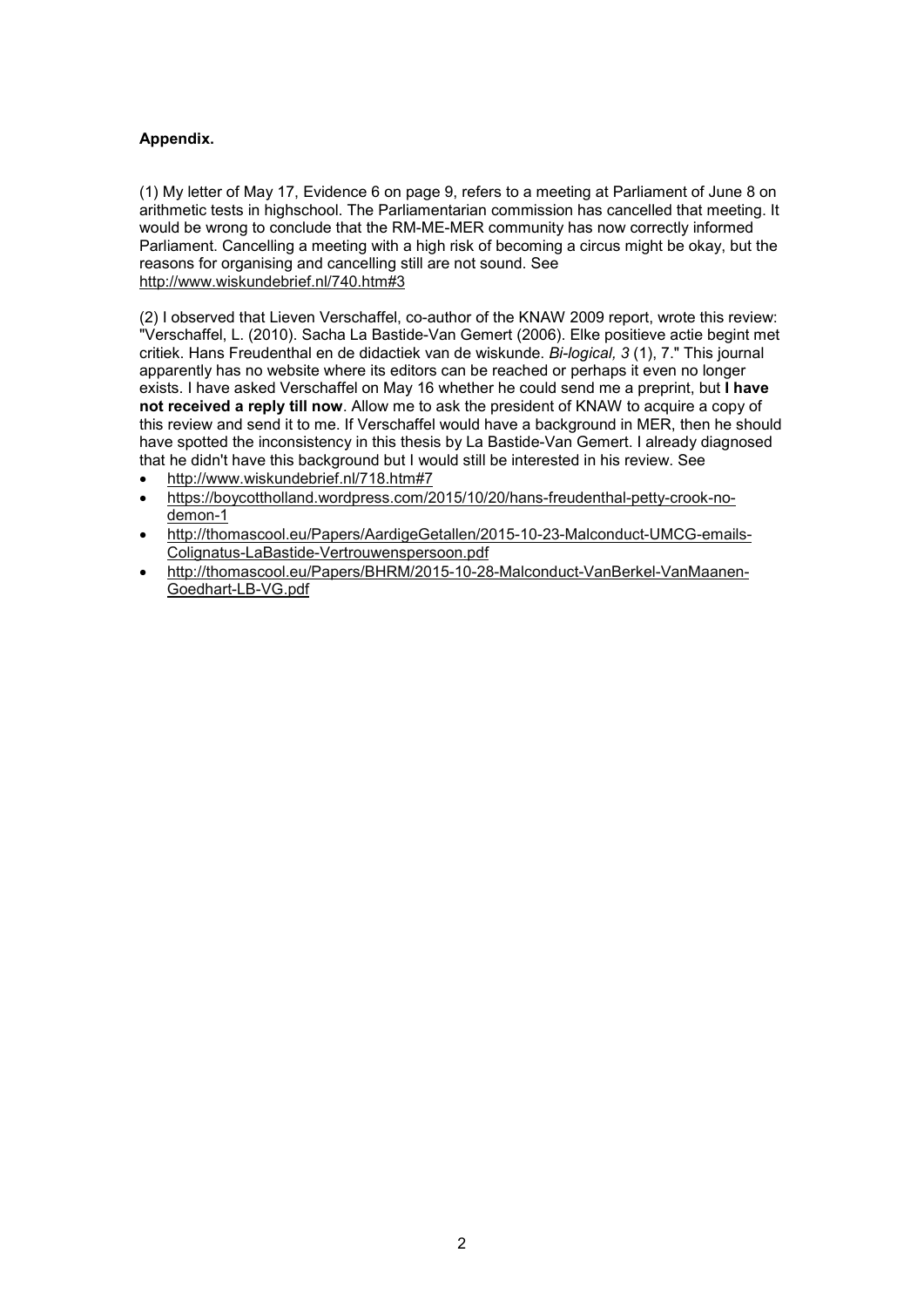**Appendix.**

(1) My letter of May 17, Evidence 6 on page 9, refers to a meeting at Parliament of June 8 on arithmetic tests in highschool. The Parliamentarian commission has cancelled that meeting. It would be wrong to conclude that the RM-ME-MER community has now correctly informed Parliament. Cancelling a meeting with a high risk of becoming a circus might be okay, but the reasons for organising and cancelling still are not sound. See http://www.wiskundebrief.nl/740.htm#3

(2) I observed that Lieven Verschaffel, co-author of the KNAW 2009 report, wrote this review: "Verschaffel, L. (2010). Sacha La Bastide-Van Gemert (2006). Elke positieve actie begint met critiek. Hans Freudenthal en de didactiek van de wiskunde. *Bi-logical, 3* (1), 7." This journal apparently has no website where its editors can be reached or perhaps it even no longer exists. I have asked Verschaffel on May 16 whether he could send me a preprint, but **I have not received a reply till now**. Allow me to ask the president of KNAW to acquire a copy of this review and send it to me. If Verschaffel would have a background in MER, then he should have spotted the inconsistency in this thesis by La Bastide-Van Gemert. I already diagnosed that he didn't have this background but I would still be interested in his review. See

- http://www.wiskundebrief.nl/718.htm#7
- https://boycottholland.wordpress.com/2015/10/20/hans-freudenthal-petty-crook-no-demon-1
- http://thomascool.eu/Papers/AardigeGetallen/2015-10-23-Malconduct-UMCG-emails-Colignatus-LaBastide-Vertrouwenspersoon.pdf
- http://thomascool.eu/Papers/BHRM/2015-10-28-Malconduct-VanBerkel-VanMaanen-Goedhart-LB-VG.pdf